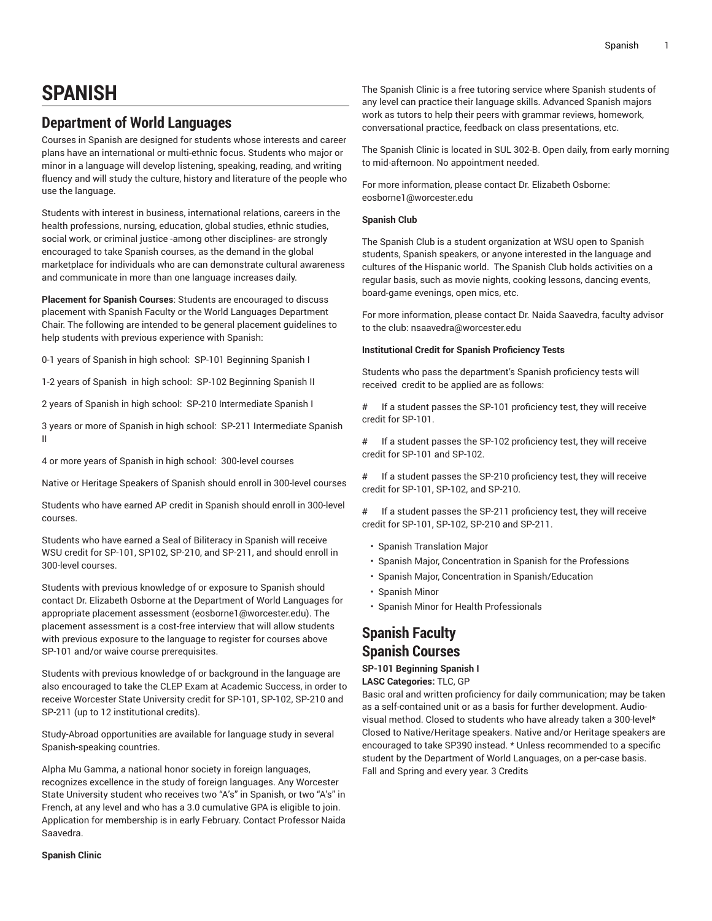# SPANISH

## Department of World Languages

Courses in Spanish are designed for students whose interests and career plans have an international or multi-ethnic focus. Students who major or minor in a language will develop listening, speaking, reading, and writing fluency and will study the culture, history and literature of the people who use the language.

Students with interest in business, international relations, careers in the health professions, nursing, education, global studies, ethnic studies, social work, or criminal justice -among other disciplines- are strongly encouraged to take Spanish courses, as the demand in the global marketplace for individuals who are can demonstrate cultural awareness and communicate in more than one language increases daily.

**Placement for Spanish Courses**: Students are encouraged to discuss placement with Spanish Faculty or the World Languages Department Chair. The following are intended to be general placement guidelines to help students with previous experience with Spanish:

0-1 years of Spanish in high school: SP-101 Beginning Spanish I

1-2 years of Spanish in high school: SP-102 Beginning Spanish II

2 years of Spanish in high school: SP-210 Intermediate Spanish I

3 years or more of Spanish in high school: SP-211 Intermediate Spanish II

4 or more years of Spanish in high school: 300-level courses

Native or Heritage Speakers of Spanish should enroll in 300-level courses

Students who have earned AP credit in Spanish should enroll in 300-level courses.

Students who have earned a Seal of Biliteracy in Spanish will receive WSU credit for SP-101, SP102, SP-210, and SP-211, and should enroll in 300-level courses.

Students with previous knowledge of or exposure to Spanish should contact Dr. Elizabeth Osborne at the Department of World Languages for appropriate placement assessment (eosborne1@worcester.edu). The placement assessment is a cost-free interview that will allow students with previous exposure to the language to register for courses above SP-101 and/or waive course prerequisites.

Students with previous knowledge of or background in the language are also encouraged to take the CLEP Exam at Academic Success, in order to receive Worcester State University credit for SP-101, SP-102, SP-210 and SP-211 (up to 12 institutional credits).

Study-Abroad opportunities are available for language study in several Spanish-speaking countries.

Alpha Mu Gamma, a national honor society in foreign languages, recognizes excellence in the study of foreign languages. Any Worcester State University student who receives two "A's" in Spanish, or two "A's" in French, at any level and who has a 3.0 cumulative GPA is eligible to join. Application for membership is in early February. Contact Professor Naida Saavedra.

**Spanish Clinic**

The Spanish Clinic is a free tutoring service where Spanish students of any level can practice their language skills. Advanced Spanish majors work as tutors to help their peers with grammar reviews, homework, conversational practice, feedback on class presentations, etc.

The Spanish Clinic is located in SUL 302-B. Open daily, from early morning to mid-afternoon. No appointment needed.

For more information, please contact Dr. Elizabeth Osborne: eosborne1@worcester.edu

**Spanish Club**

The Spanish Club is a student organization at WSU open to Spanish students, Spanish speakers, or anyone interested in the language and cultures of the Hispanic world. The Spanish Club holds activities on a regular basis, such as movie nights, cooking lessons, dancing events, board-game evenings, open mics, etc.

For more information, please contact Dr. Naida Saavedra, faculty advisor to the club: nsaavedra@worcester.edu

**Institutional Credit for Spanish Proficiency Tests**

Students who pass the department's Spanish proficiency tests will received credit to be applied are as follows:

# If a student passes the SP-101 proficiency test, they will receive credit for SP-101.

# If a student passes the SP-102 proficiency test, they will receive credit for SP-101 and SP-102.

# If a student passes the SP-210 proficiency test, they will receive credit for SP-101, SP-102, and SP-210.

# If a student passes the SP-211 proficiency test, they will receive credit for SP-101, SP-102, SP-210 and SP-211.

- Spanish Translation Major
- Spanish Major, Concentration in Spanish for the Professions
- Spanish Major, Concentration in Spanish/Education
- Spanish Minor
- Spanish Minor for Health Professionals

## Spanish Faculty

## Spanish Courses

**SP-101 Beginning Spanish I**
**LASC Categories:** TLC, GP
Basic oral and written proficiency for daily communication; may be taken as a self-contained unit or as a basis for further development. Audio-visual method. Closed to students who have already taken a 300-level* Closed to Native/Heritage speakers. Native and/or Heritage speakers are encouraged to take SP390 instead. * Unless recommended to a specific student by the Department of World Languages, on a per-case basis.
Fall and Spring and every year. 3 Credits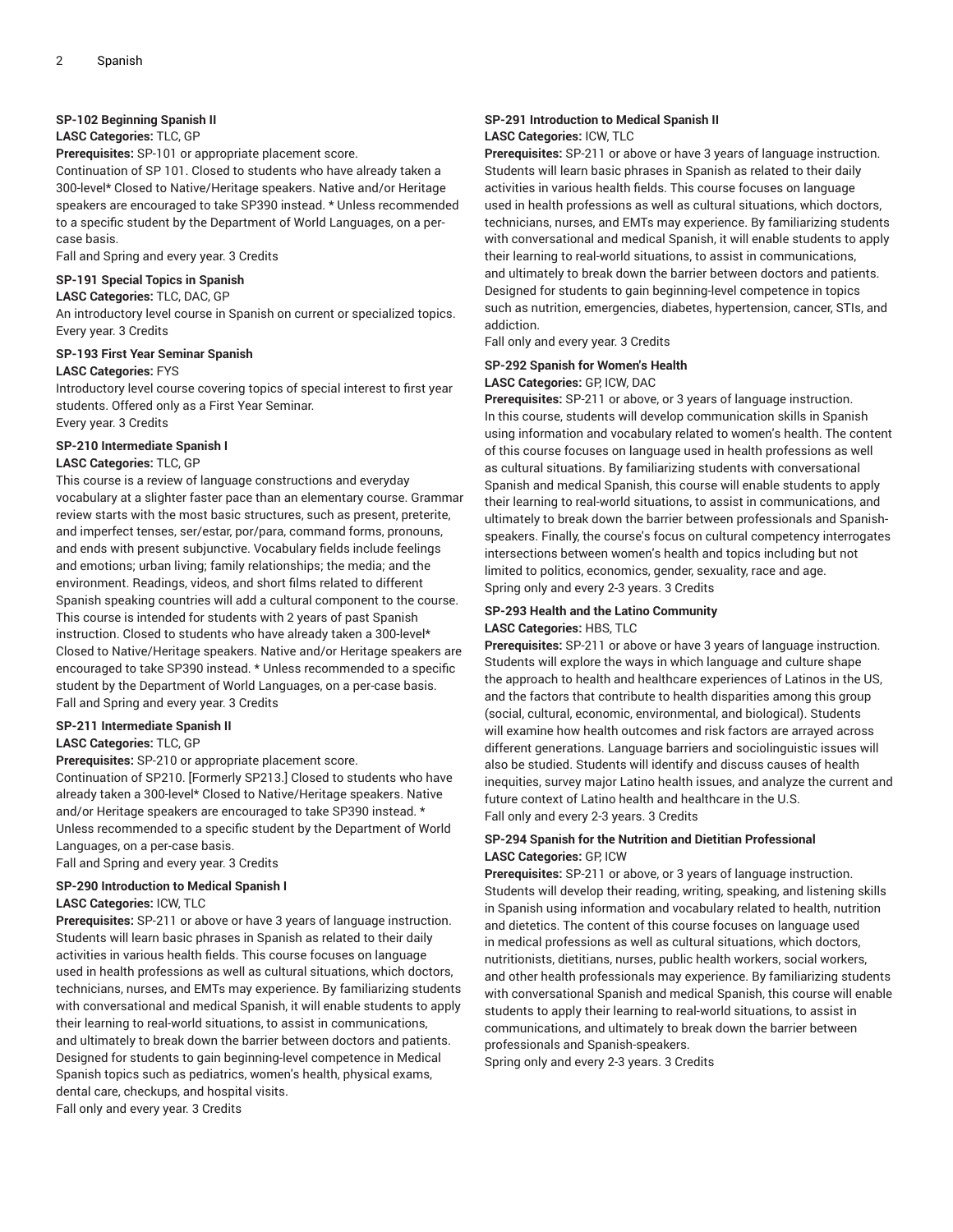### SP-102 Beginning Spanish II

**LASC Categories:** TLC, GP

**Prerequisites:** SP-101 or appropriate placement score.

Continuation of SP 101. Closed to students who have already taken a 300-level* Closed to Native/Heritage speakers. Native and/or Heritage speakers are encouraged to take SP390 instead. * Unless recommended to a specific student by the Department of World Languages, on a per-case basis.

Fall and Spring and every year. 3 Credits

### SP-191 Special Topics in Spanish

**LASC Categories:** TLC, DAC, GP

An introductory level course in Spanish on current or specialized topics.

Every year. 3 Credits

### SP-193 First Year Seminar Spanish

**LASC Categories:** FYS

Introductory level course covering topics of special interest to first year students. Offered only as a First Year Seminar.

Every year. 3 Credits

### SP-210 Intermediate Spanish I

**LASC Categories:** TLC, GP

This course is a review of language constructions and everyday vocabulary at a slighter faster pace than an elementary course. Grammar review starts with the most basic structures, such as present, preterite, and imperfect tenses, ser/estar, por/para, command forms, pronouns, and ends with present subjunctive. Vocabulary fields include feelings and emotions; urban living; family relationships; the media; and the environment. Readings, videos, and short films related to different Spanish speaking countries will add a cultural component to the course. This course is intended for students with 2 years of past Spanish instruction. Closed to students who have already taken a 300-level* Closed to Native/Heritage speakers. Native and/or Heritage speakers are encouraged to take SP390 instead. * Unless recommended to a specific student by the Department of World Languages, on a per-case basis.

Fall and Spring and every year. 3 Credits

### SP-211 Intermediate Spanish II

**LASC Categories:** TLC, GP

**Prerequisites:** SP-210 or appropriate placement score.

Continuation of SP210. [Formerly SP213.] Closed to students who have already taken a 300-level* Closed to Native/Heritage speakers. Native and/or Heritage speakers are encouraged to take SP390 instead. * Unless recommended to a specific student by the Department of World Languages, on a per-case basis.

Fall and Spring and every year. 3 Credits

### SP-290 Introduction to Medical Spanish I

**LASC Categories:** ICW, TLC

**Prerequisites:** SP-211 or above or have 3 years of language instruction.

Students will learn basic phrases in Spanish as related to their daily activities in various health fields. This course focuses on language used in health professions as well as cultural situations, which doctors, technicians, nurses, and EMTs may experience. By familiarizing students with conversational and medical Spanish, it will enable students to apply their learning to real-world situations, to assist in communications, and ultimately to break down the barrier between doctors and patients. Designed for students to gain beginning-level competence in Medical Spanish topics such as pediatrics, women's health, physical exams, dental care, checkups, and hospital visits.

Fall only and every year. 3 Credits

### SP-291 Introduction to Medical Spanish II

**LASC Categories:** ICW, TLC

**Prerequisites:** SP-211 or above or have 3 years of language instruction.

Students will learn basic phrases in Spanish as related to their daily activities in various health fields. This course focuses on language used in health professions as well as cultural situations, which doctors, technicians, nurses, and EMTs may experience. By familiarizing students with conversational and medical Spanish, it will enable students to apply their learning to real-world situations, to assist in communications, and ultimately to break down the barrier between doctors and patients. Designed for students to gain beginning-level competence in topics such as nutrition, emergencies, diabetes, hypertension, cancer, STIs, and addiction.

Fall only and every year. 3 Credits

### SP-292 Spanish for Women's Health

**LASC Categories:** GP, ICW, DAC

**Prerequisites:** SP-211 or above, or 3 years of language instruction.

In this course, students will develop communication skills in Spanish using information and vocabulary related to women's health. The content of this course focuses on language used in health professions as well as cultural situations. By familiarizing students with conversational Spanish and medical Spanish, this course will enable students to apply their learning to real-world situations, to assist in communications, and ultimately to break down the barrier between professionals and Spanish-speakers. Finally, the course's focus on cultural competency interrogates intersections between women's health and topics including but not limited to politics, economics, gender, sexuality, race and age.

Spring only and every 2-3 years. 3 Credits

### SP-293 Health and the Latino Community

**LASC Categories:** HBS, TLC

**Prerequisites:** SP-211 or above or have 3 years of language instruction.

Students will explore the ways in which language and culture shape the approach to health and healthcare experiences of Latinos in the US, and the factors that contribute to health disparities among this group (social, cultural, economic, environmental, and biological). Students will examine how health outcomes and risk factors are arrayed across different generations. Language barriers and sociolinguistic issues will also be studied. Students will identify and discuss causes of health inequities, survey major Latino health issues, and analyze the current and future context of Latino health and healthcare in the U.S.

Fall only and every 2-3 years. 3 Credits

### SP-294 Spanish for the Nutrition and Dietitian Professional

**LASC Categories:** GP, ICW

**Prerequisites:** SP-211 or above, or 3 years of language instruction.

Students will develop their reading, writing, speaking, and listening skills in Spanish using information and vocabulary related to health, nutrition and dietetics. The content of this course focuses on language used in medical professions as well as cultural situations, which doctors, nutritionists, dietitians, nurses, public health workers, social workers, and other health professionals may experience. By familiarizing students with conversational Spanish and medical Spanish, this course will enable students to apply their learning to real-world situations, to assist in communications, and ultimately to break down the barrier between professionals and Spanish-speakers.

Spring only and every 2-3 years. 3 Credits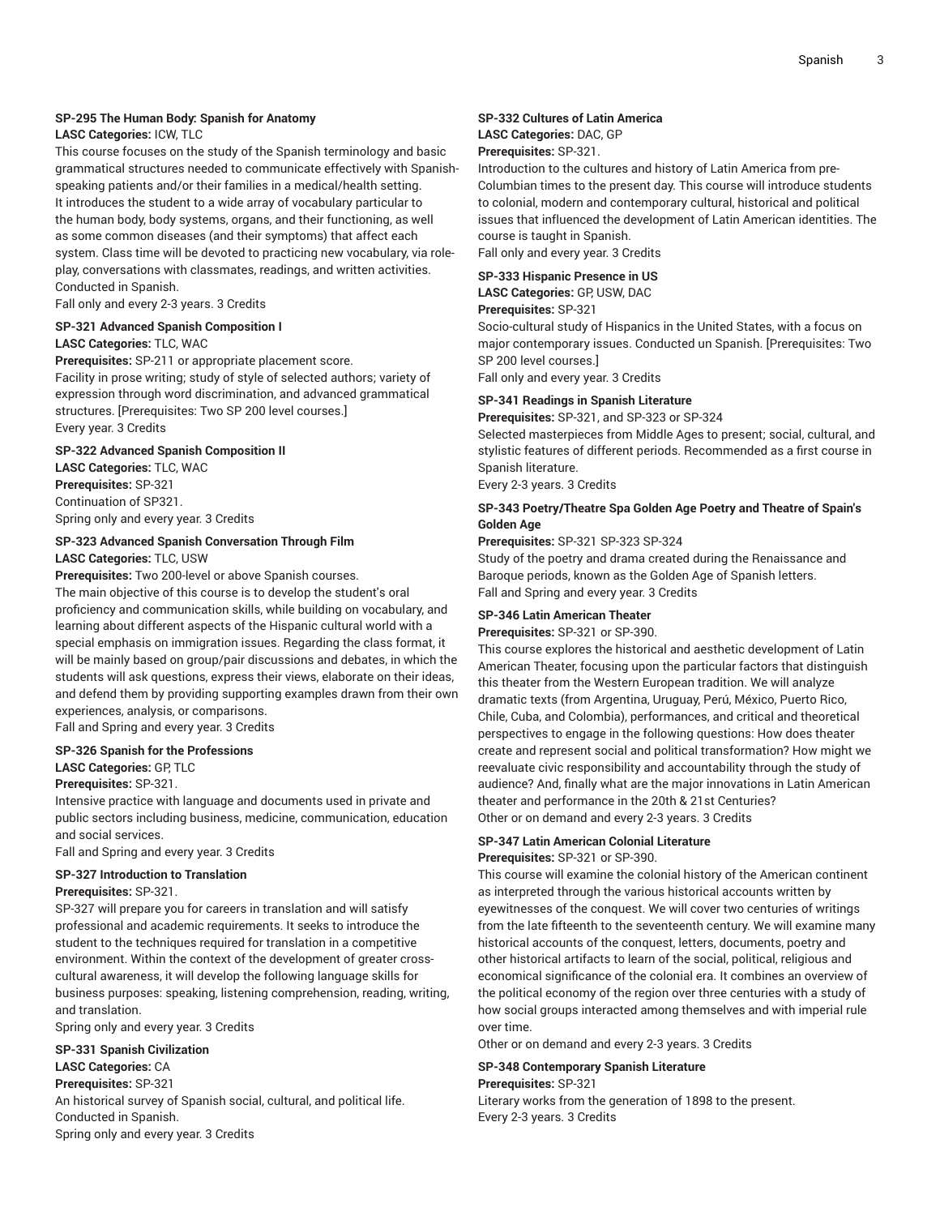#### SP-295 The Human Body: Spanish for Anatomy

**LASC Categories:** ICW, TLC

This course focuses on the study of the Spanish terminology and basic grammatical structures needed to communicate effectively with Spanish-speaking patients and/or their families in a medical/health setting. It introduces the student to a wide array of vocabulary particular to the human body, body systems, organs, and their functioning, as well as some common diseases (and their symptoms) that affect each system. Class time will be devoted to practicing new vocabulary, via role-play, conversations with classmates, readings, and written activities. Conducted in Spanish.

Fall only and every 2-3 years. 3 Credits

#### SP-321 Advanced Spanish Composition I

**LASC Categories:** TLC, WAC

**Prerequisites:** SP-211 or appropriate placement score.

Facility in prose writing; study of style of selected authors; variety of expression through word discrimination, and advanced grammatical structures. [Prerequisites: Two SP 200 level courses.]

Every year. 3 Credits

#### SP-322 Advanced Spanish Composition II

**LASC Categories:** TLC, WAC

**Prerequisites:** SP-321

Continuation of SP321.

Spring only and every year. 3 Credits

#### SP-323 Advanced Spanish Conversation Through Film

**LASC Categories:** TLC, USW

**Prerequisites:** Two 200-level or above Spanish courses.

The main objective of this course is to develop the student's oral proficiency and communication skills, while building on vocabulary, and learning about different aspects of the Hispanic cultural world with a special emphasis on immigration issues. Regarding the class format, it will be mainly based on group/pair discussions and debates, in which the students will ask questions, express their views, elaborate on their ideas, and defend them by providing supporting examples drawn from their own experiences, analysis, or comparisons.

Fall and Spring and every year. 3 Credits

#### SP-326 Spanish for the Professions

**LASC Categories:** GP, TLC

**Prerequisites:** SP-321.

Intensive practice with language and documents used in private and public sectors including business, medicine, communication, education and social services.

Fall and Spring and every year. 3 Credits

#### SP-327 Introduction to Translation

**Prerequisites:** SP-321.

SP-327 will prepare you for careers in translation and will satisfy professional and academic requirements. It seeks to introduce the student to the techniques required for translation in a competitive environment. Within the context of the development of greater cross-cultural awareness, it will develop the following language skills for business purposes: speaking, listening comprehension, reading, writing, and translation.

Spring only and every year. 3 Credits

#### SP-331 Spanish Civilization

**LASC Categories:** CA

**Prerequisites:** SP-321

An historical survey of Spanish social, cultural, and political life. Conducted in Spanish.

Spring only and every year. 3 Credits

#### SP-332 Cultures of Latin America

**LASC Categories:** DAC, GP

**Prerequisites:** SP-321.

Introduction to the cultures and history of Latin America from pre-Columbian times to the present day. This course will introduce students to colonial, modern and contemporary cultural, historical and political issues that influenced the development of Latin American identities. The course is taught in Spanish.

Fall only and every year. 3 Credits

#### SP-333 Hispanic Presence in US

**LASC Categories:** GP, USW, DAC

**Prerequisites:** SP-321

Socio-cultural study of Hispanics in the United States, with a focus on major contemporary issues. Conducted un Spanish. [Prerequisites: Two SP 200 level courses.]

Fall only and every year. 3 Credits

#### SP-341 Readings in Spanish Literature

**Prerequisites:** SP-321, and SP-323 or SP-324

Selected masterpieces from Middle Ages to present; social, cultural, and stylistic features of different periods. Recommended as a first course in Spanish literature.

Every 2-3 years. 3 Credits

#### SP-343 Poetry/Theatre Spa Golden Age Poetry and Theatre of Spain's Golden Age

**Prerequisites:** SP-321 SP-323 SP-324

Study of the poetry and drama created during the Renaissance and Baroque periods, known as the Golden Age of Spanish letters.

Fall and Spring and every year. 3 Credits

#### SP-346 Latin American Theater

**Prerequisites:** SP-321 or SP-390.

This course explores the historical and aesthetic development of Latin American Theater, focusing upon the particular factors that distinguish this theater from the Western European tradition. We will analyze dramatic texts (from Argentina, Uruguay, Perú, México, Puerto Rico, Chile, Cuba, and Colombia), performances, and critical and theoretical perspectives to engage in the following questions: How does theater create and represent social and political transformation? How might we reevaluate civic responsibility and accountability through the study of audience? And, finally what are the major innovations in Latin American theater and performance in the 20th & 21st Centuries?

Other or on demand and every 2-3 years. 3 Credits

#### SP-347 Latin American Colonial Literature

**Prerequisites:** SP-321 or SP-390.

This course will examine the colonial history of the American continent as interpreted through the various historical accounts written by eyewitnesses of the conquest. We will cover two centuries of writings from the late fifteenth to the seventeenth century. We will examine many historical accounts of the conquest, letters, documents, poetry and other historical artifacts to learn of the social, political, religious and economical significance of the colonial era. It combines an overview of the political economy of the region over three centuries with a study of how social groups interacted among themselves and with imperial rule over time.

Other or on demand and every 2-3 years. 3 Credits

#### SP-348 Contemporary Spanish Literature

**Prerequisites:** SP-321

Literary works from the generation of 1898 to the present.

Every 2-3 years. 3 Credits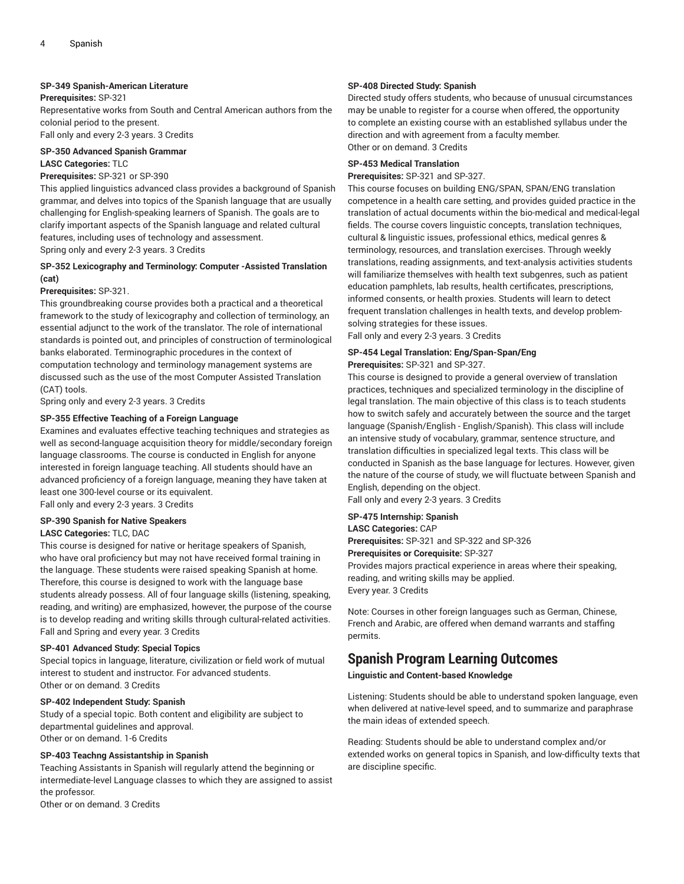**SP-349 Spanish-American Literature**

**Prerequisites:** SP-321

Representative works from South and Central American authors from the colonial period to the present.

Fall only and every 2-3 years. 3 Credits

**SP-350 Advanced Spanish Grammar**

**LASC Categories:** TLC

**Prerequisites:** SP-321 or SP-390

This applied linguistics advanced class provides a background of Spanish grammar, and delves into topics of the Spanish language that are usually challenging for English-speaking learners of Spanish. The goals are to clarify important aspects of the Spanish language and related cultural features, including uses of technology and assessment.

Spring only and every 2-3 years. 3 Credits

**SP-352 Lexicography and Terminology: Computer -Assisted Translation (cat)**

**Prerequisites:** SP-321.

This groundbreaking course provides both a practical and a theoretical framework to the study of lexicography and collection of terminology, an essential adjunct to the work of the translator. The role of international standards is pointed out, and principles of construction of terminological banks elaborated. Terminographic procedures in the context of computation technology and terminology management systems are discussed such as the use of the most Computer Assisted Translation (CAT) tools.

Spring only and every 2-3 years. 3 Credits

**SP-355 Effective Teaching of a Foreign Language**

Examines and evaluates effective teaching techniques and strategies as well as second-language acquisition theory for middle/secondary foreign language classrooms. The course is conducted in English for anyone interested in foreign language teaching. All students should have an advanced proficiency of a foreign language, meaning they have taken at least one 300-level course or its equivalent.

Fall only and every 2-3 years. 3 Credits

**SP-390 Spanish for Native Speakers**

**LASC Categories:** TLC, DAC

This course is designed for native or heritage speakers of Spanish, who have oral proficiency but may not have received formal training in the language. These students were raised speaking Spanish at home. Therefore, this course is designed to work with the language base students already possess. All of four language skills (listening, speaking, reading, and writing) are emphasized, however, the purpose of the course is to develop reading and writing skills through cultural-related activities.

Fall and Spring and every year. 3 Credits

**SP-401 Advanced Study: Special Topics**

Special topics in language, literature, civilization or field work of mutual interest to student and instructor. For advanced students.

Other or on demand. 3 Credits

**SP-402 Independent Study: Spanish**

Study of a special topic. Both content and eligibility are subject to departmental guidelines and approval.

Other or on demand. 1-6 Credits

**SP-403 Teachng Assistantship in Spanish**

Teaching Assistants in Spanish will regularly attend the beginning or intermediate-level Language classes to which they are assigned to assist the professor.

Other or on demand. 3 Credits

**SP-408 Directed Study: Spanish**

Directed study offers students, who because of unusual circumstances may be unable to register for a course when offered, the opportunity to complete an existing course with an established syllabus under the direction and with agreement from a faculty member.

Other or on demand. 3 Credits

**SP-453 Medical Translation**

**Prerequisites:** SP-321 and SP-327.

This course focuses on building ENG/SPAN, SPAN/ENG translation competence in a health care setting, and provides guided practice in the translation of actual documents within the bio-medical and medical-legal fields. The course covers linguistic concepts, translation techniques, cultural & linguistic issues, professional ethics, medical genres & terminology, resources, and translation exercises. Through weekly translations, reading assignments, and text-analysis activities students will familiarize themselves with health text subgenres, such as patient education pamphlets, lab results, health certificates, prescriptions, informed consents, or health proxies. Students will learn to detect frequent translation challenges in health texts, and develop problem-solving strategies for these issues.

Fall only and every 2-3 years. 3 Credits

**SP-454 Legal Translation: Eng/Span-Span/Eng**

**Prerequisites:** SP-321 and SP-327.

This course is designed to provide a general overview of translation practices, techniques and specialized terminology in the discipline of legal translation. The main objective of this class is to teach students how to switch safely and accurately between the source and the target language (Spanish/English - English/Spanish). This class will include an intensive study of vocabulary, grammar, sentence structure, and translation difficulties in specialized legal texts. This class will be conducted in Spanish as the base language for lectures. However, given the nature of the course of study, we will fluctuate between Spanish and English, depending on the object.

Fall only and every 2-3 years. 3 Credits

**SP-475 Internship: Spanish**

**LASC Categories:** CAP

**Prerequisites:** SP-321 and SP-322 and SP-326

**Prerequisites or Corequisite:** SP-327

Provides majors practical experience in areas where their speaking, reading, and writing skills may be applied.

Every year. 3 Credits

Note: Courses in other foreign languages such as German, Chinese, French and Arabic, are offered when demand warrants and staffing permits.

## Spanish Program Learning Outcomes

**Linguistic and Content-based Knowledge**

Listening: Students should be able to understand spoken language, even when delivered at native-level speed, and to summarize and paraphrase the main ideas of extended speech.

Reading: Students should be able to understand complex and/or extended works on general topics in Spanish, and low-difficulty texts that are discipline specific.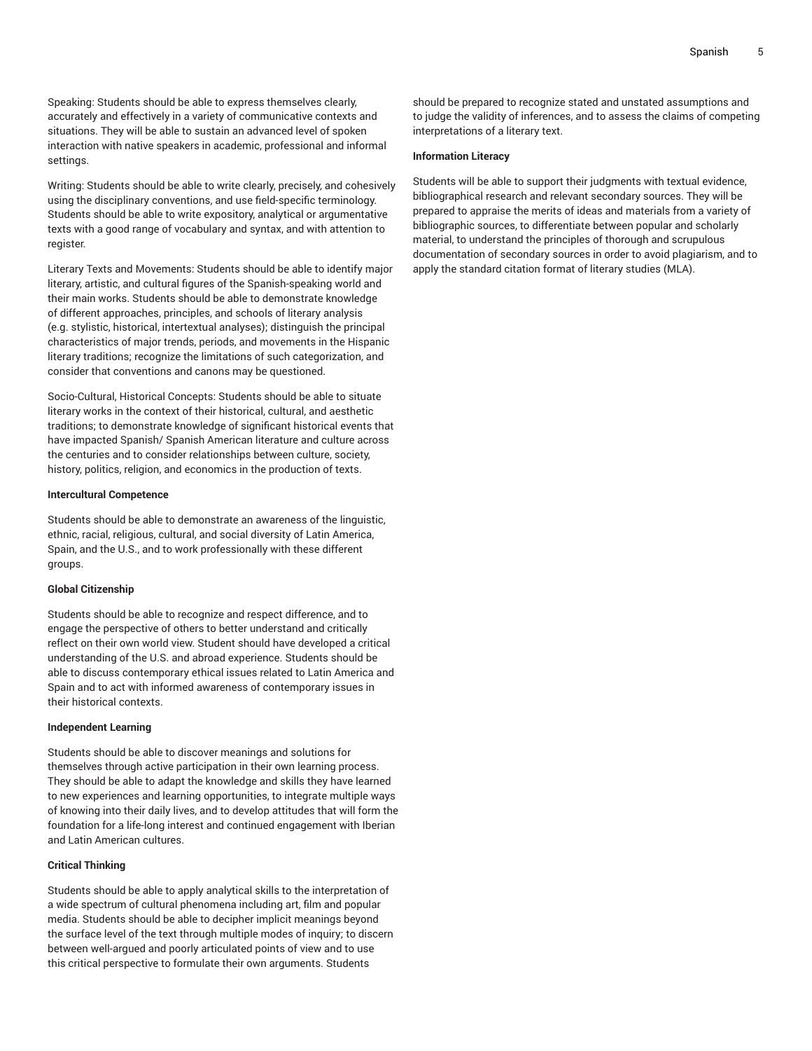Speaking: Students should be able to express themselves clearly, accurately and effectively in a variety of communicative contexts and situations. They will be able to sustain an advanced level of spoken interaction with native speakers in academic, professional and informal settings.

Writing: Students should be able to write clearly, precisely, and cohesively using the disciplinary conventions, and use field-specific terminology. Students should be able to write expository, analytical or argumentative texts with a good range of vocabulary and syntax, and with attention to register.

Literary Texts and Movements: Students should be able to identify major literary, artistic, and cultural figures of the Spanish-speaking world and their main works. Students should be able to demonstrate knowledge of different approaches, principles, and schools of literary analysis (e.g. stylistic, historical, intertextual analyses); distinguish the principal characteristics of major trends, periods, and movements in the Hispanic literary traditions; recognize the limitations of such categorization, and consider that conventions and canons may be questioned.

Socio-Cultural, Historical Concepts: Students should be able to situate literary works in the context of their historical, cultural, and aesthetic traditions; to demonstrate knowledge of significant historical events that have impacted Spanish/ Spanish American literature and culture across the centuries and to consider relationships between culture, society, history, politics, religion, and economics in the production of texts.

**Intercultural Competence**

Students should be able to demonstrate an awareness of the linguistic, ethnic, racial, religious, cultural, and social diversity of Latin America, Spain, and the U.S., and to work professionally with these different groups.

**Global Citizenship**

Students should be able to recognize and respect difference, and to engage the perspective of others to better understand and critically reflect on their own world view. Student should have developed a critical understanding of the U.S. and abroad experience. Students should be able to discuss contemporary ethical issues related to Latin America and Spain and to act with informed awareness of contemporary issues in their historical contexts.

**Independent Learning**

Students should be able to discover meanings and solutions for themselves through active participation in their own learning process. They should be able to adapt the knowledge and skills they have learned to new experiences and learning opportunities, to integrate multiple ways of knowing into their daily lives, and to develop attitudes that will form the foundation for a life-long interest and continued engagement with Iberian and Latin American cultures.

**Critical Thinking**

Students should be able to apply analytical skills to the interpretation of a wide spectrum of cultural phenomena including art, film and popular media. Students should be able to decipher implicit meanings beyond the surface level of the text through multiple modes of inquiry; to discern between well-argued and poorly articulated points of view and to use this critical perspective to formulate their own arguments. Students should be prepared to recognize stated and unstated assumptions and to judge the validity of inferences, and to assess the claims of competing interpretations of a literary text.

**Information Literacy**

Students will be able to support their judgments with textual evidence, bibliographical research and relevant secondary sources. They will be prepared to appraise the merits of ideas and materials from a variety of bibliographic sources, to differentiate between popular and scholarly material, to understand the principles of thorough and scrupulous documentation of secondary sources in order to avoid plagiarism, and to apply the standard citation format of literary studies (MLA).